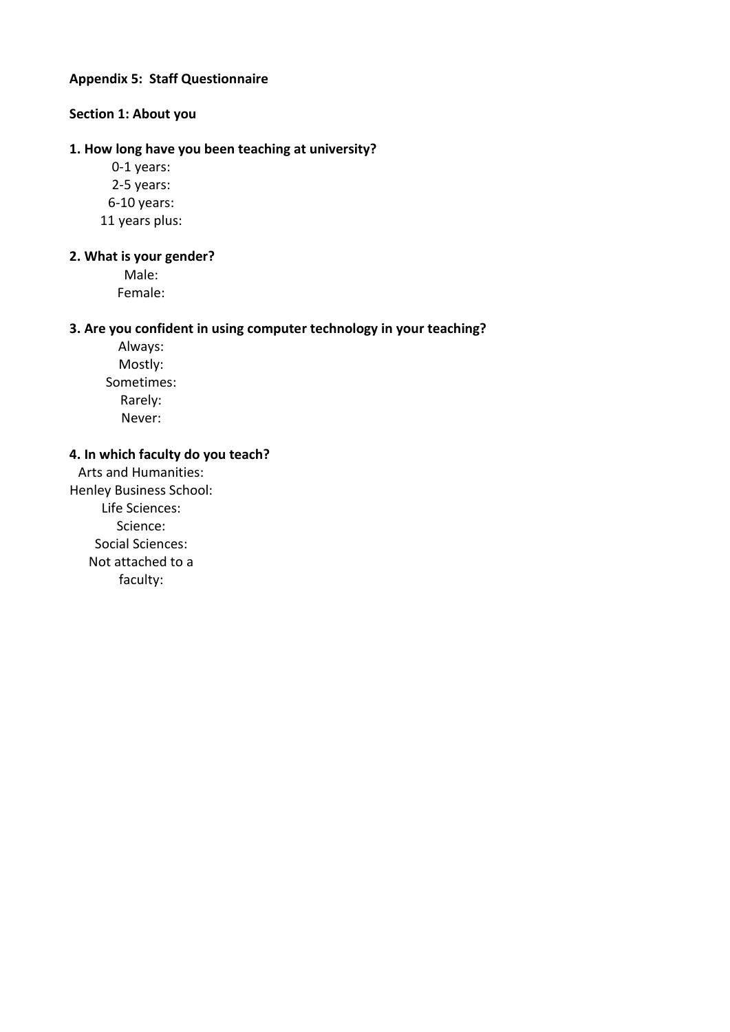**Appendix 5: Staff Questionnaire**

**Section 1: About you**

**1. How long have you been teaching at university?**

0-1 years:
2-5 years:
6-10 years:
11 years plus:

**2. What is your gender?**

Male:
Female:

**3. Are you confident in using computer technology in your teaching?**

Always:
Mostly:
Sometimes:
Rarely:
Never:

**4. In which faculty do you teach?**

Arts and Humanities:
Henley Business School:
Life Sciences:
Science:
Social Sciences:
Not attached to a faculty: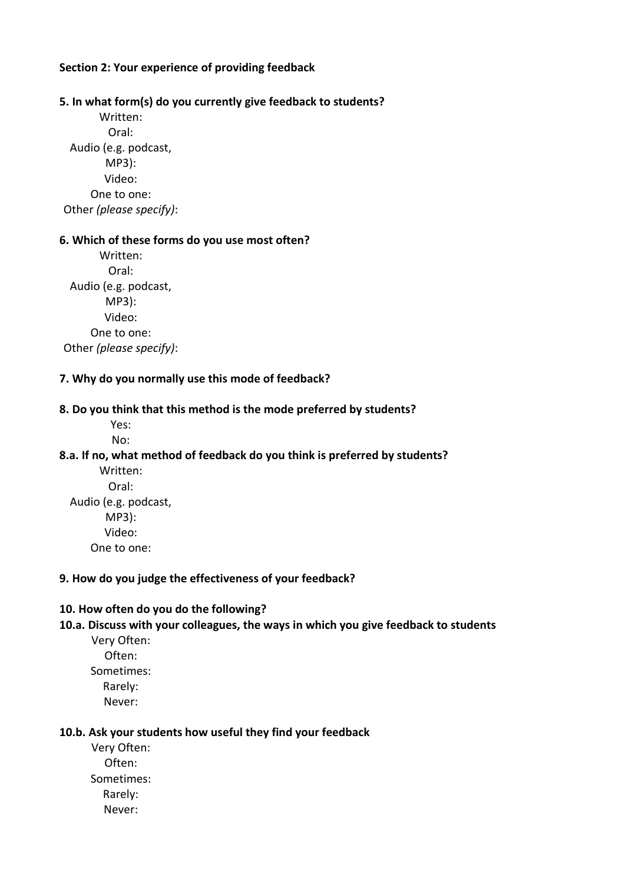**Section 2: Your experience of providing feedback**

**5. In what form(s) do you currently give feedback to students?**

Written:
Oral:
Audio (e.g. podcast, MP3):
Video:
One to one:
Other *(please specify)*:

**6. Which of these forms do you use most often?**

Written:
Oral:
Audio (e.g. podcast, MP3):
Video:
One to one:
Other *(please specify)*:

**7. Why do you normally use this mode of feedback?**

**8. Do you think that this method is the mode preferred by students?**

Yes:
No:

**8.a. If no, what method of feedback do you think is preferred by students?**

Written:
Oral:
Audio (e.g. podcast, MP3):
Video:
One to one:

**9. How do you judge the effectiveness of your feedback?**

**10. How often do you do the following?**

**10.a. Discuss with your colleagues, the ways in which you give feedback to students**

Very Often:
Often:
Sometimes:
Rarely:
Never:

**10.b. Ask your students how useful they find your feedback**

Very Often:
Often:
Sometimes:
Rarely:
Never: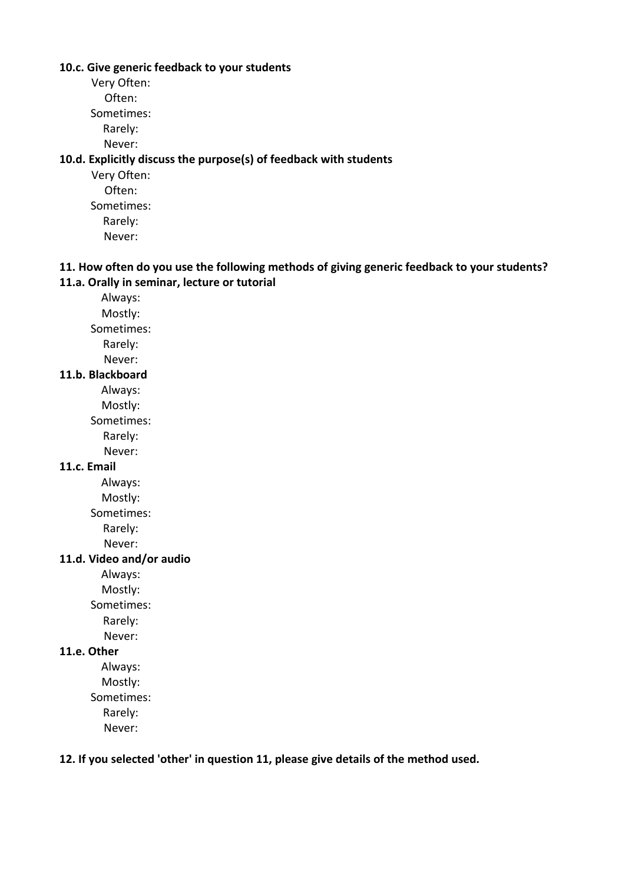**10.c. Give generic feedback to your students**

Very Often:
Often:
Sometimes:
Rarely:
Never:

**10.d. Explicitly discuss the purpose(s) of feedback with students**

Very Often:
Often:
Sometimes:
Rarely:
Never:

**11. How often do you use the following methods of giving generic feedback to your students?**

**11.a. Orally in seminar, lecture or tutorial**

Always:
Mostly:
Sometimes:
Rarely:
Never:

**11.b. Blackboard**

Always:
Mostly:
Sometimes:
Rarely:
Never:

**11.c. Email**

Always:
Mostly:
Sometimes:
Rarely:
Never:

**11.d. Video and/or audio**

Always:
Mostly:
Sometimes:
Rarely:
Never:

**11.e. Other**

Always:
Mostly:
Sometimes:
Rarely:
Never:

**12. If you selected 'other' in question 11, please give details of the method used.**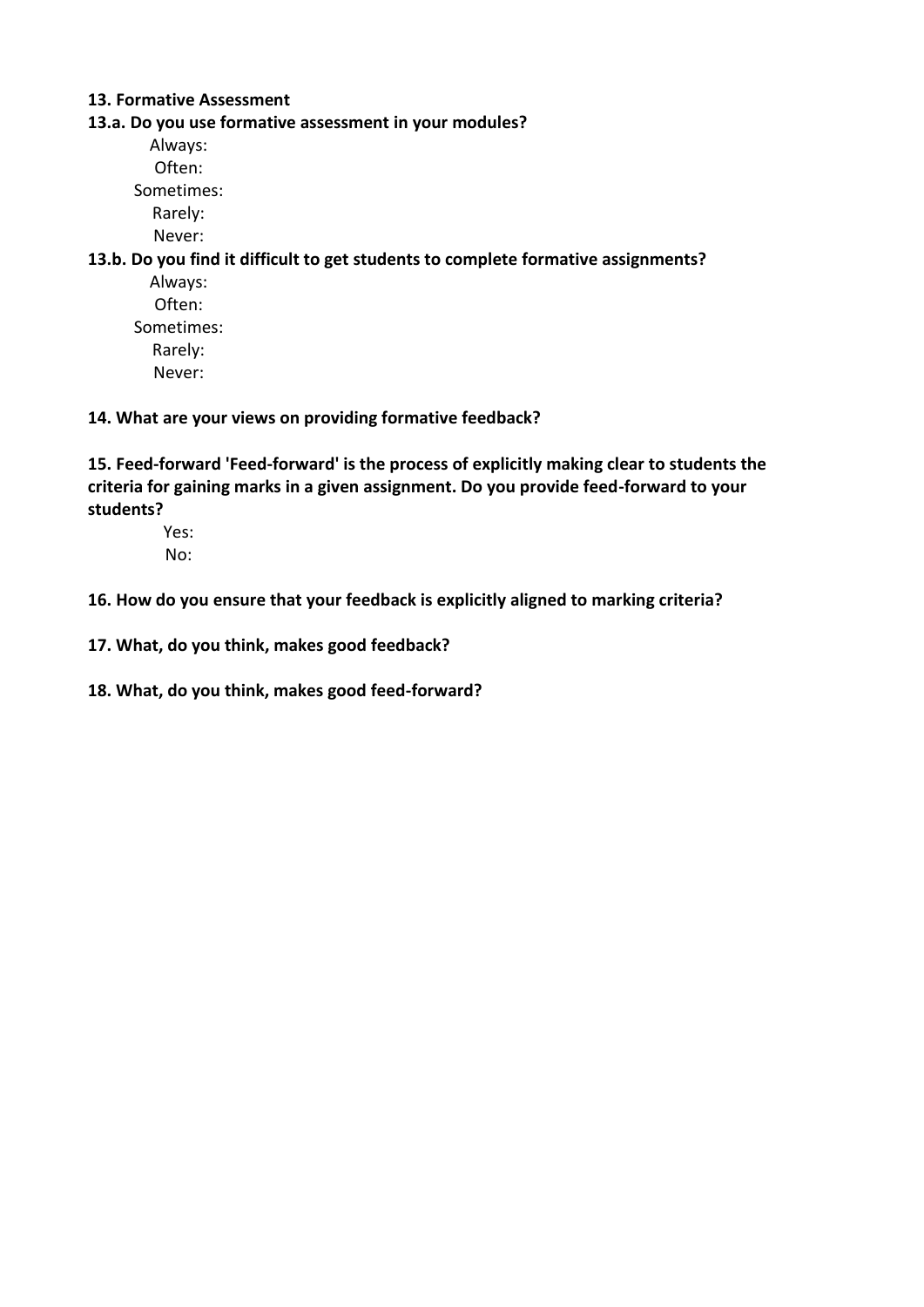**13. Formative Assessment**

**13.a. Do you use formative assessment in your modules?**

Always:
Often:
Sometimes:
Rarely:
Never:

**13.b. Do you find it difficult to get students to complete formative assignments?**

Always:
Often:
Sometimes:
Rarely:
Never:

**14. What are your views on providing formative feedback?**

**15. Feed-forward 'Feed-forward' is the process of explicitly making clear to students the criteria for gaining marks in a given assignment. Do you provide feed-forward to your students?**

Yes:
No:

**16. How do you ensure that your feedback is explicitly aligned to marking criteria?**

**17. What, do you think, makes good feedback?**

**18. What, do you think, makes good feed-forward?**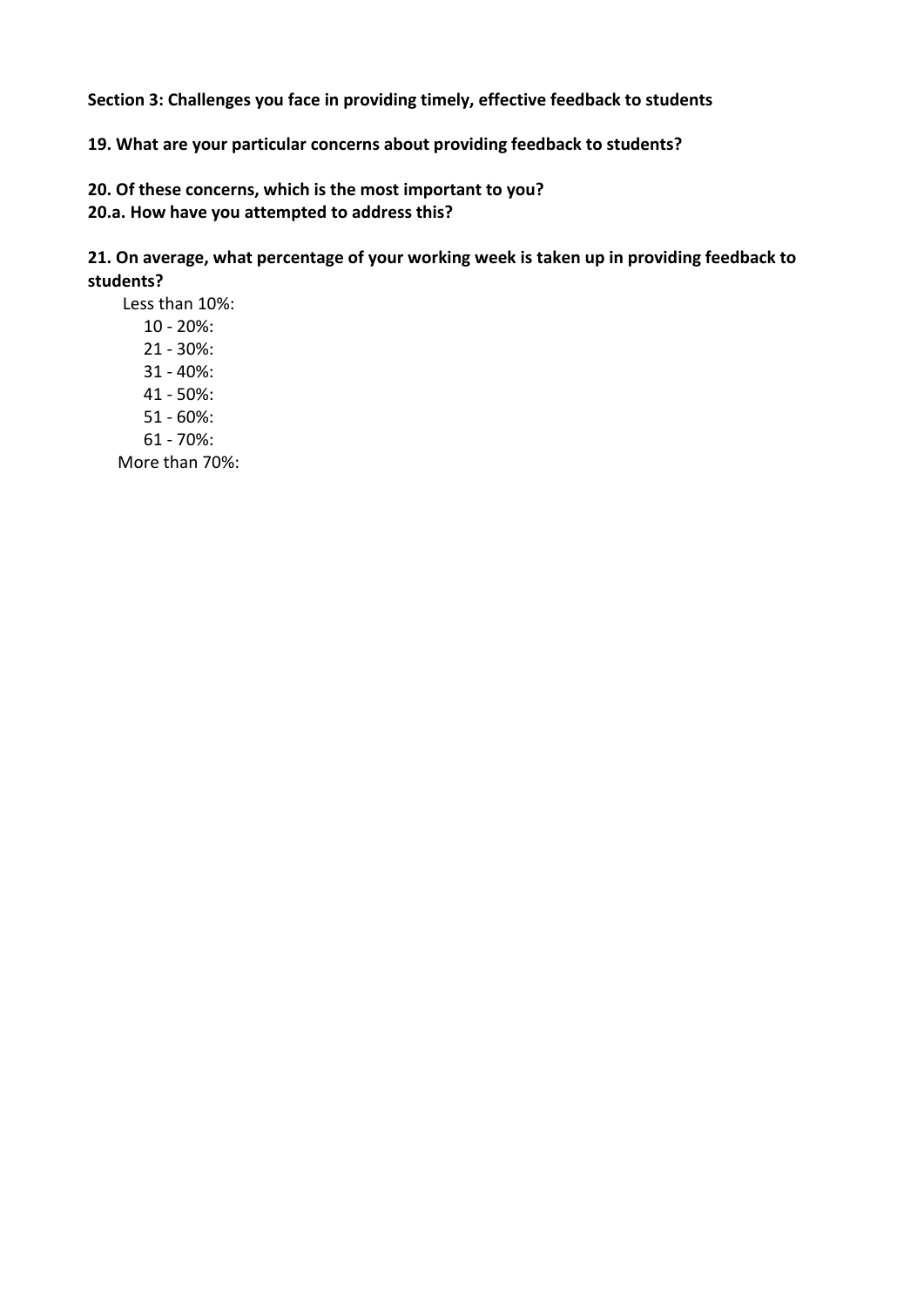**Section 3: Challenges you face in providing timely, effective feedback to students**

**19. What are your particular concerns about providing feedback to students?**

**20. Of these concerns, which is the most important to you?**
**20.a. How have you attempted to address this?**

**21. On average, what percentage of your working week is taken up in providing feedback to students?**

Less than 10%:
10 - 20%:
21 - 30%:
31 - 40%:
41 - 50%:
51 - 60%:
61 - 70%:
More than 70%: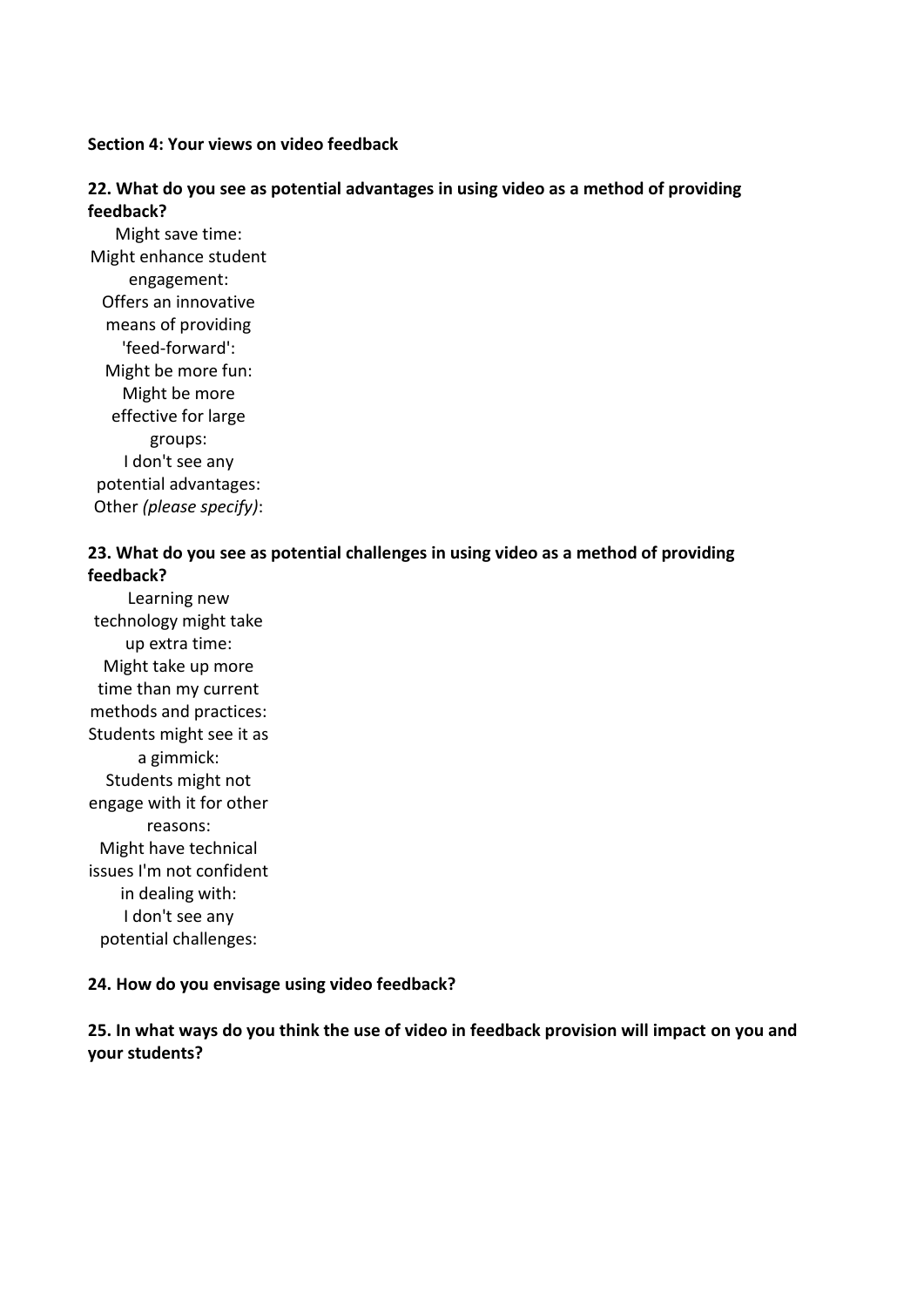**Section 4: Your views on video feedback**

**22. What do you see as potential advantages in using video as a method of providing feedback?**

Might save time:
Might enhance student engagement:
Offers an innovative means of providing 'feed-forward':
Might be more fun:
Might be more effective for large groups:
I don't see any potential advantages:
Other *(please specify)*:

**23. What do you see as potential challenges in using video as a method of providing feedback?**

Learning new technology might take up extra time:
Might take up more time than my current methods and practices:
Students might see it as a gimmick:
Students might not engage with it for other reasons:
Might have technical issues I'm not confident in dealing with:
I don't see any potential challenges:

**24. How do you envisage using video feedback?**

**25. In what ways do you think the use of video in feedback provision will impact on you and your students?**